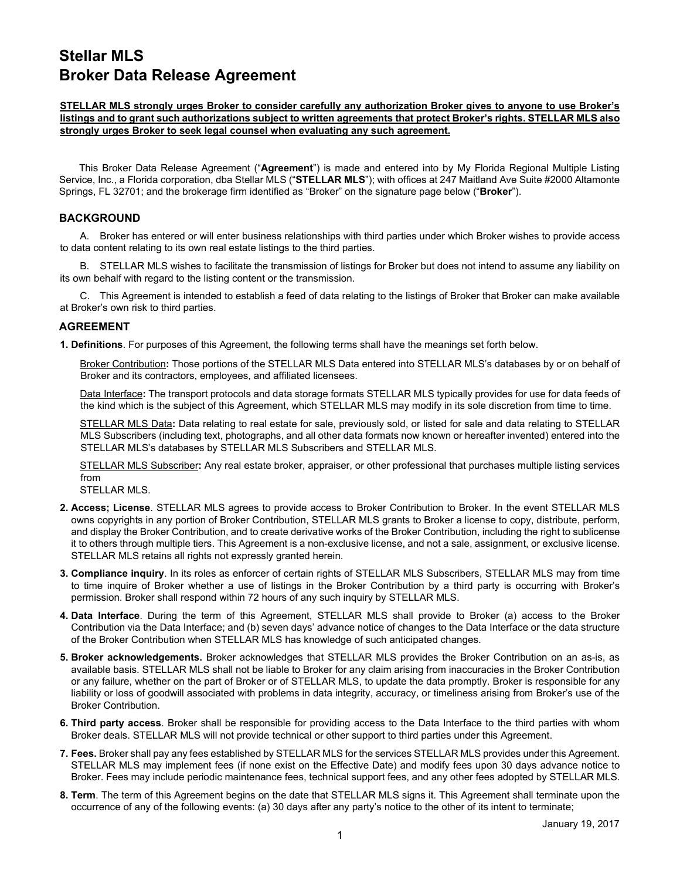# Stellar MLS
# Broker Data Release Agreement

**STELLAR MLS strongly urges Broker to consider carefully any authorization Broker gives to anyone to use Broker's listings and to grant such authorizations subject to written agreements that protect Broker's rights. STELLAR MLS also strongly urges Broker to seek legal counsel when evaluating any such agreement.**

This Broker Data Release Agreement ("**Agreement**") is made and entered into by My Florida Regional Multiple Listing Service, Inc., a Florida corporation, dba Stellar MLS ("**STELLAR MLS**"); with offices at 247 Maitland Ave Suite #2000 Altamonte Springs, FL 32701; and the brokerage firm identified as "Broker" on the signature page below ("**Broker**").

## BACKGROUND

A. Broker has entered or will enter business relationships with third parties under which Broker wishes to provide access to data content relating to its own real estate listings to the third parties.

B. STELLAR MLS wishes to facilitate the transmission of listings for Broker but does not intend to assume any liability on its own behalf with regard to the listing content or the transmission.

C. This Agreement is intended to establish a feed of data relating to the listings of Broker that Broker can make available at Broker's own risk to third parties.

## AGREEMENT

**1. Definitions**. For purposes of this Agreement, the following terms shall have the meanings set forth below.

Broker Contribution**:** Those portions of the STELLAR MLS Data entered into STELLAR MLS's databases by or on behalf of Broker and its contractors, employees, and affiliated licensees.

Data Interface**:** The transport protocols and data storage formats STELLAR MLS typically provides for use for data feeds of the kind which is the subject of this Agreement, which STELLAR MLS may modify in its sole discretion from time to time.

STELLAR MLS Data**:** Data relating to real estate for sale, previously sold, or listed for sale and data relating to STELLAR MLS Subscribers (including text, photographs, and all other data formats now known or hereafter invented) entered into the STELLAR MLS's databases by STELLAR MLS Subscribers and STELLAR MLS.

STELLAR MLS Subscriber**:** Any real estate broker, appraiser, or other professional that purchases multiple listing services from STELLAR MLS.

**2. Access; License**. STELLAR MLS agrees to provide access to Broker Contribution to Broker. In the event STELLAR MLS owns copyrights in any portion of Broker Contribution, STELLAR MLS grants to Broker a license to copy, distribute, perform, and display the Broker Contribution, and to create derivative works of the Broker Contribution, including the right to sublicense it to others through multiple tiers. This Agreement is a non-exclusive license, and not a sale, assignment, or exclusive license. STELLAR MLS retains all rights not expressly granted herein.

**3. Compliance inquiry**. In its roles as enforcer of certain rights of STELLAR MLS Subscribers, STELLAR MLS may from time to time inquire of Broker whether a use of listings in the Broker Contribution by a third party is occurring with Broker's permission. Broker shall respond within 72 hours of any such inquiry by STELLAR MLS.

**4. Data Interface**. During the term of this Agreement, STELLAR MLS shall provide to Broker (a) access to the Broker Contribution via the Data Interface; and (b) seven days' advance notice of changes to the Data Interface or the data structure of the Broker Contribution when STELLAR MLS has knowledge of such anticipated changes.

**5. Broker acknowledgements.** Broker acknowledges that STELLAR MLS provides the Broker Contribution on an as-is, as available basis. STELLAR MLS shall not be liable to Broker for any claim arising from inaccuracies in the Broker Contribution or any failure, whether on the part of Broker or of STELLAR MLS, to update the data promptly. Broker is responsible for any liability or loss of goodwill associated with problems in data integrity, accuracy, or timeliness arising from Broker's use of the Broker Contribution.

**6. Third party access**. Broker shall be responsible for providing access to the Data Interface to the third parties with whom Broker deals. STELLAR MLS will not provide technical or other support to third parties under this Agreement.

**7. Fees.** Broker shall pay any fees established by STELLAR MLS for the services STELLAR MLS provides under this Agreement. STELLAR MLS may implement fees (if none exist on the Effective Date) and modify fees upon 30 days advance notice to Broker. Fees may include periodic maintenance fees, technical support fees, and any other fees adopted by STELLAR MLS.

**8. Term**. The term of this Agreement begins on the date that STELLAR MLS signs it. This Agreement shall terminate upon the occurrence of any of the following events: (a) 30 days after any party's notice to the other of its intent to terminate;

January 19, 2017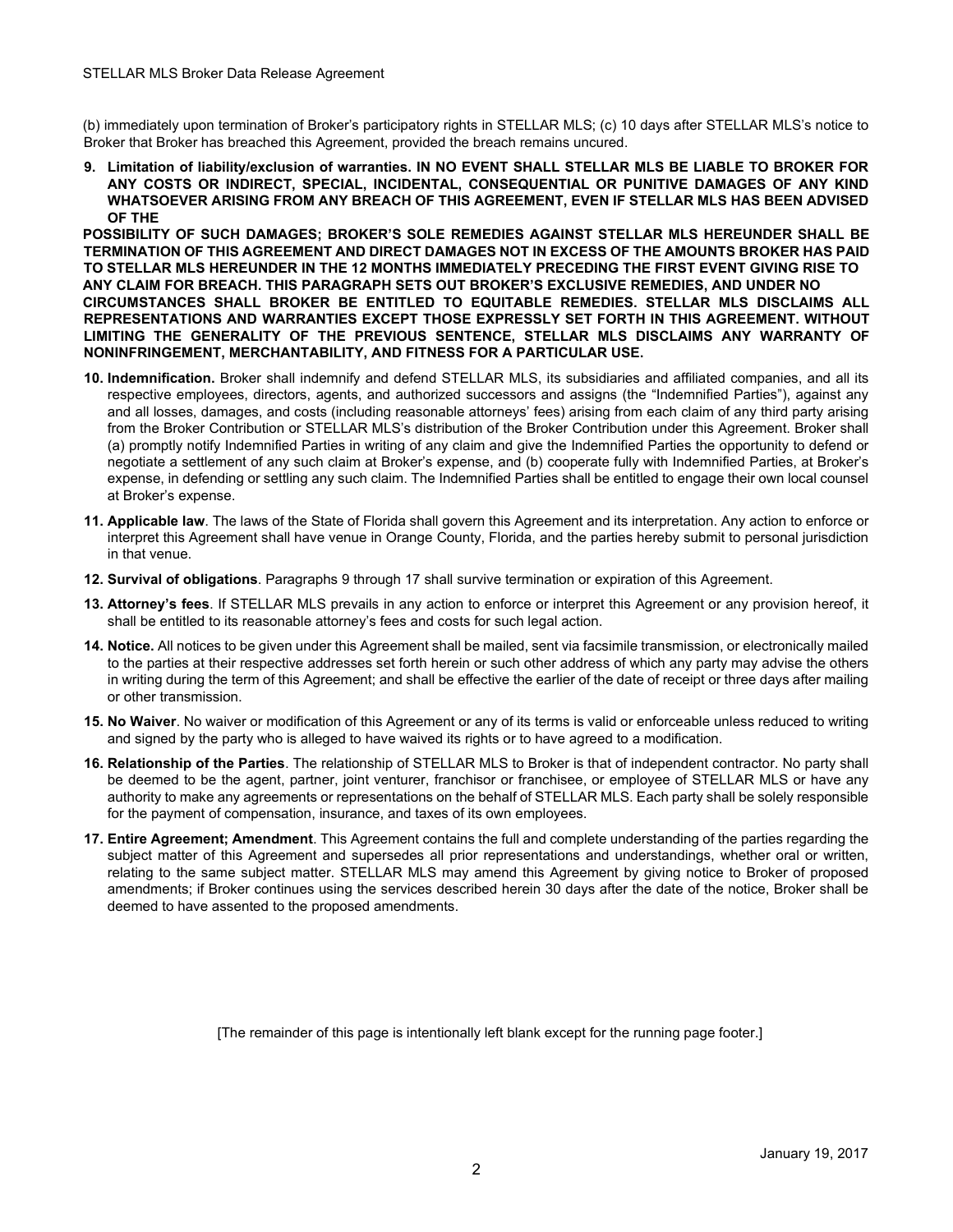(b) immediately upon termination of Broker's participatory rights in STELLAR MLS; (c) 10 days after STELLAR MLS's notice to Broker that Broker has breached this Agreement, provided the breach remains uncured.

9. **Limitation of liability/exclusion of warranties. IN NO EVENT SHALL STELLAR MLS BE LIABLE TO BROKER FOR ANY COSTS OR INDIRECT, SPECIAL, INCIDENTAL, CONSEQUENTIAL OR PUNITIVE DAMAGES OF ANY KIND WHATSOEVER ARISING FROM ANY BREACH OF THIS AGREEMENT, EVEN IF STELLAR MLS HAS BEEN ADVISED OF THE POSSIBILITY OF SUCH DAMAGES; BROKER'S SOLE REMEDIES AGAINST STELLAR MLS HEREUNDER SHALL BE TERMINATION OF THIS AGREEMENT AND DIRECT DAMAGES NOT IN EXCESS OF THE AMOUNTS BROKER HAS PAID TO STELLAR MLS HEREUNDER IN THE 12 MONTHS IMMEDIATELY PRECEDING THE FIRST EVENT GIVING RISE TO ANY CLAIM FOR BREACH. THIS PARAGRAPH SETS OUT BROKER'S EXCLUSIVE REMEDIES, AND UNDER NO CIRCUMSTANCES SHALL BROKER BE ENTITLED TO EQUITABLE REMEDIES. STELLAR MLS DISCLAIMS ALL REPRESENTATIONS AND WARRANTIES EXCEPT THOSE EXPRESSLY SET FORTH IN THIS AGREEMENT. WITHOUT LIMITING THE GENERALITY OF THE PREVIOUS SENTENCE, STELLAR MLS DISCLAIMS ANY WARRANTY OF NONINFRINGEMENT, MERCHANTABILITY, AND FITNESS FOR A PARTICULAR USE.**

10. **Indemnification.** Broker shall indemnify and defend STELLAR MLS, its subsidiaries and affiliated companies, and all its respective employees, directors, agents, and authorized successors and assigns (the "Indemnified Parties"), against any and all losses, damages, and costs (including reasonable attorneys' fees) arising from each claim of any third party arising from the Broker Contribution or STELLAR MLS's distribution of the Broker Contribution under this Agreement. Broker shall (a) promptly notify Indemnified Parties in writing of any claim and give the Indemnified Parties the opportunity to defend or negotiate a settlement of any such claim at Broker's expense, and (b) cooperate fully with Indemnified Parties, at Broker's expense, in defending or settling any such claim. The Indemnified Parties shall be entitled to engage their own local counsel at Broker's expense.

11. **Applicable law**. The laws of the State of Florida shall govern this Agreement and its interpretation. Any action to enforce or interpret this Agreement shall have venue in Orange County, Florida, and the parties hereby submit to personal jurisdiction in that venue.

12. **Survival of obligations**. Paragraphs 9 through 17 shall survive termination or expiration of this Agreement.

13. **Attorney's fees**. If STELLAR MLS prevails in any action to enforce or interpret this Agreement or any provision hereof, it shall be entitled to its reasonable attorney's fees and costs for such legal action.

14. **Notice.** All notices to be given under this Agreement shall be mailed, sent via facsimile transmission, or electronically mailed to the parties at their respective addresses set forth herein or such other address of which any party may advise the others in writing during the term of this Agreement; and shall be effective the earlier of the date of receipt or three days after mailing or other transmission.

15. **No Waiver**. No waiver or modification of this Agreement or any of its terms is valid or enforceable unless reduced to writing and signed by the party who is alleged to have waived its rights or to have agreed to a modification.

16. **Relationship of the Parties**. The relationship of STELLAR MLS to Broker is that of independent contractor. No party shall be deemed to be the agent, partner, joint venturer, franchisor or franchisee, or employee of STELLAR MLS or have any authority to make any agreements or representations on the behalf of STELLAR MLS. Each party shall be solely responsible for the payment of compensation, insurance, and taxes of its own employees.

17. **Entire Agreement; Amendment**. This Agreement contains the full and complete understanding of the parties regarding the subject matter of this Agreement and supersedes all prior representations and understandings, whether oral or written, relating to the same subject matter. STELLAR MLS may amend this Agreement by giving notice to Broker of proposed amendments; if Broker continues using the services described herein 30 days after the date of the notice, Broker shall be deemed to have assented to the proposed amendments.

[The remainder of this page is intentionally left blank except for the running page footer.]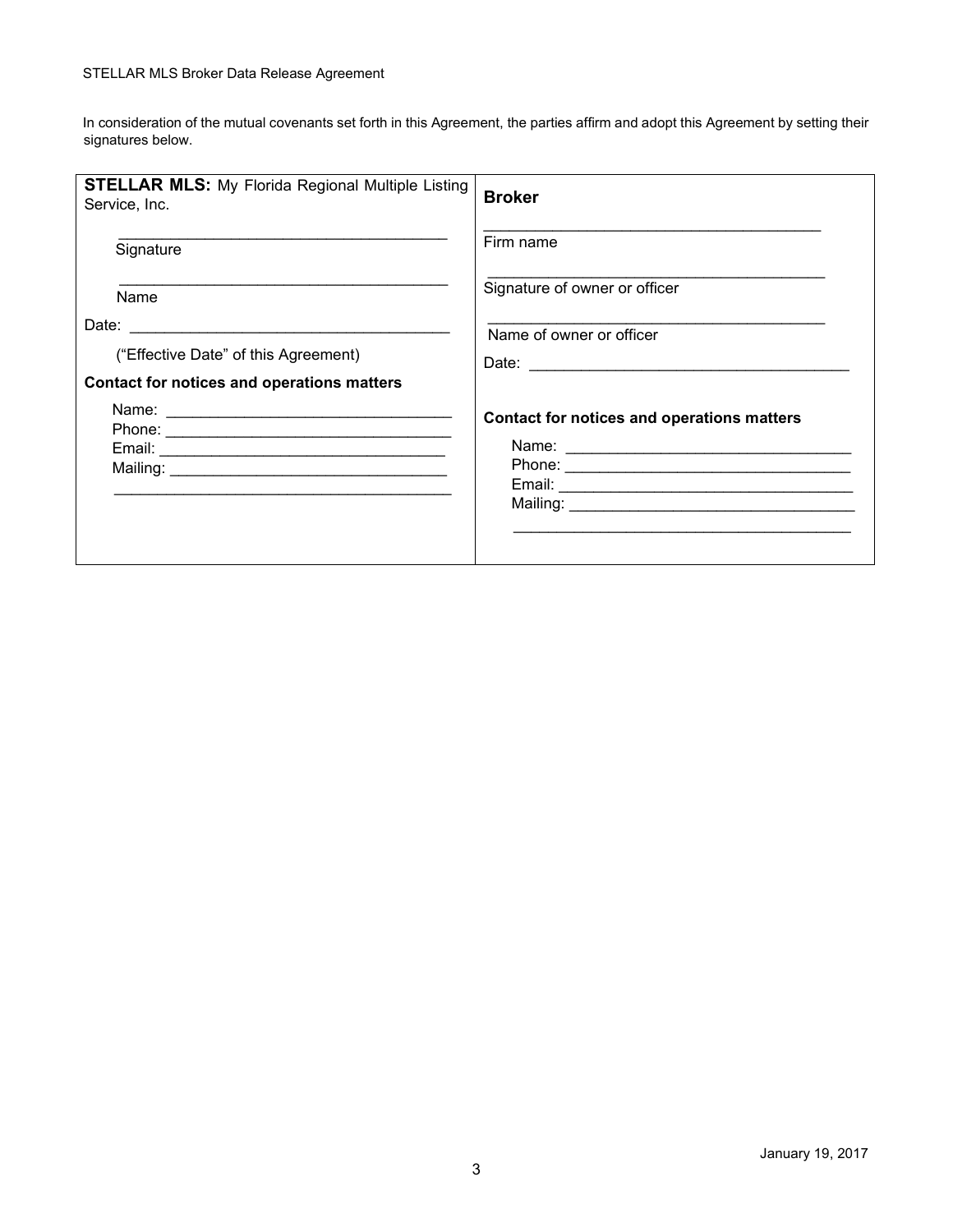In consideration of the mutual covenants set forth in this Agreement, the parties affirm and adopt this Agreement by setting their signatures below.

| | |
|---|---|
| **STELLAR MLS:** My Florida Regional Multiple Listing Service, Inc.<br><br>______________________________________<br>Signature<br><br>______________________________________<br>Name<br><br>Date: ______________________________________<br>("Effective Date" of this Agreement)<br><br>**Contact for notices and operations matters**<br><br>Name: ________________________________<br>Phone: ________________________________<br>Email: ________________________________<br>Mailing: ________________________________<br>______________________________________ | **Broker**<br><br>______________________________________<br>Firm name<br><br>______________________________________<br>Signature of owner or officer<br><br>______________________________________<br>Name of owner or officer<br><br>Date: ______________________________________<br><br>**Contact for notices and operations matters**<br><br>Name: ________________________________<br>Phone: ________________________________<br>Email: ________________________________<br>Mailing: ________________________________<br>______________________________________ |

January 19, 2017